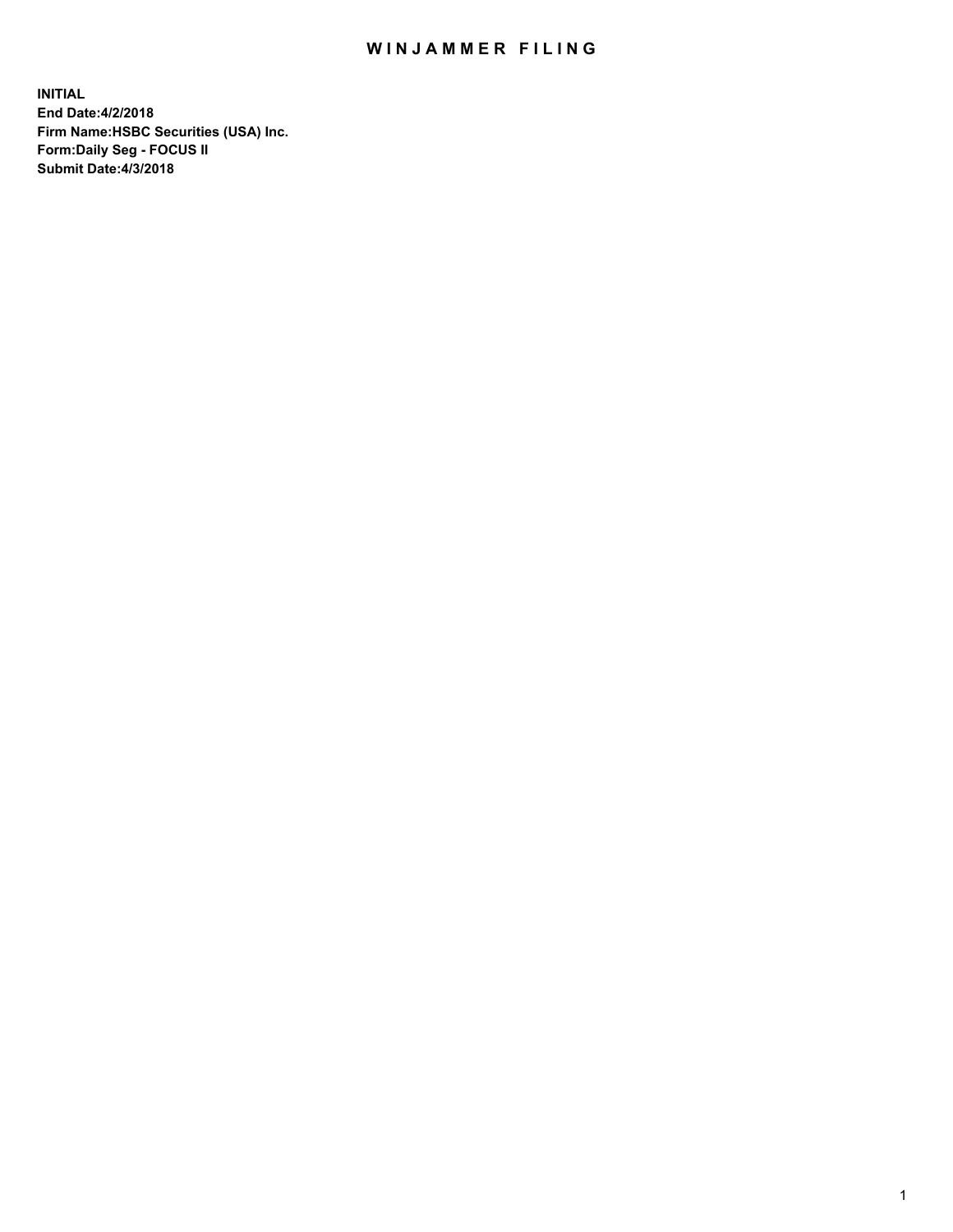# WINJAMMER FILING

**INITIAL**
**End Date:4/2/2018**
**Firm Name:HSBC Securities (USA) Inc.**
**Form:Daily Seg - FOCUS II**
**Submit Date:4/3/2018**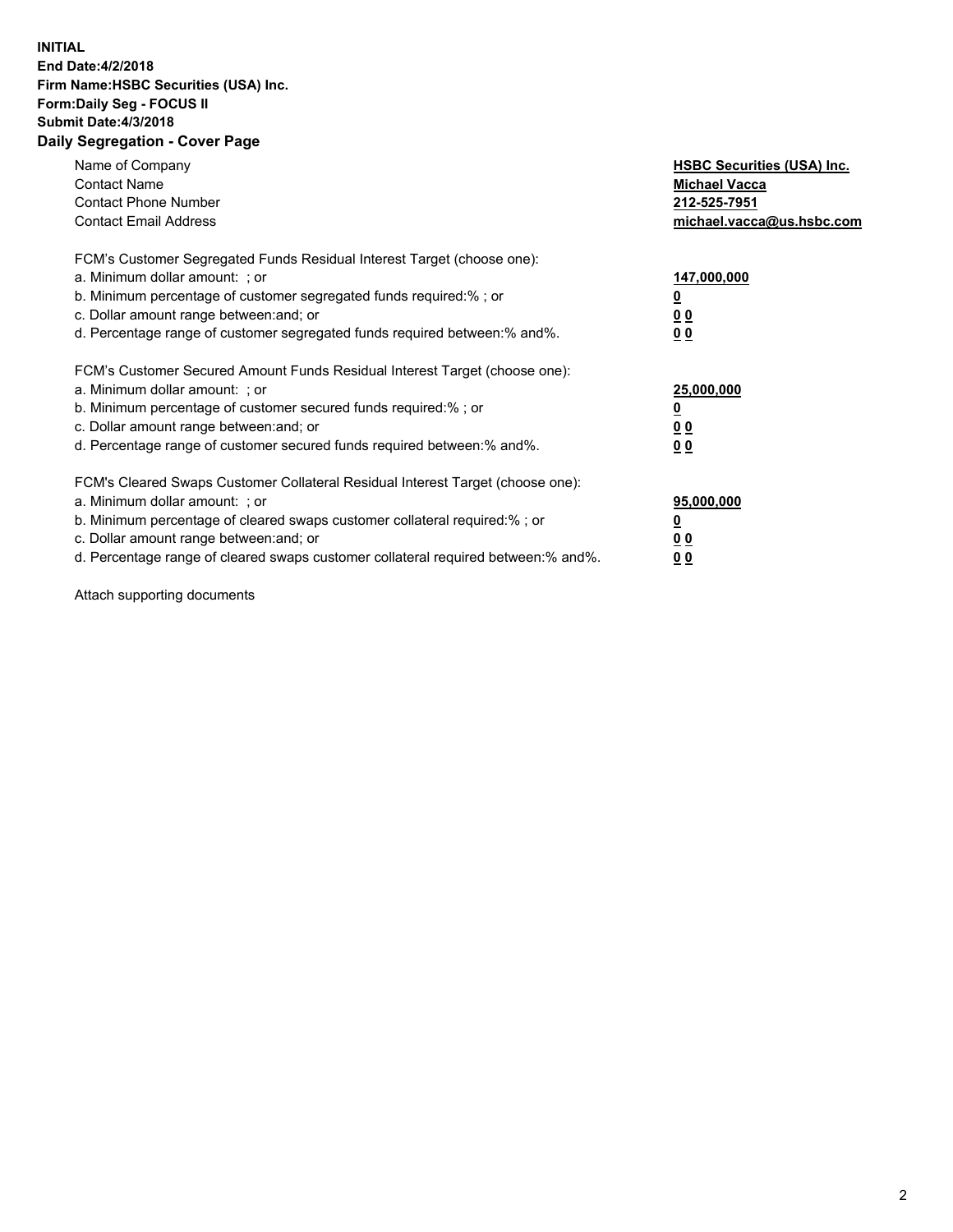**INITIAL**
**End Date:4/2/2018**
**Firm Name:HSBC Securities (USA) Inc.**
**Form:Daily Seg - FOCUS II**
**Submit Date:4/3/2018**
**Daily Segregation - Cover Page**

| | |
|---|---|
| Name of Company | **HSBC Securities (USA) Inc.** |
| Contact Name | **Michael Vacca** |
| Contact Phone Number | **212-525-7951** |
| Contact Email Address | **michael.vacca@us.hsbc.com** |

| | |
|---|---|
| FCM's Customer Segregated Funds Residual Interest Target (choose one): | |
| a. Minimum dollar amount: ; or | **147,000,000** |
| b. Minimum percentage of customer segregated funds required:% ; or | **0** |
| c. Dollar amount range between:and; or | **0 0** |
| d. Percentage range of customer segregated funds required between:% and%. | **0 0** |

| | |
|---|---|
| FCM's Customer Secured Amount Funds Residual Interest Target (choose one): | |
| a. Minimum dollar amount: ; or | **25,000,000** |
| b. Minimum percentage of customer secured funds required:% ; or | **0** |
| c. Dollar amount range between:and; or | **0 0** |
| d. Percentage range of customer secured funds required between:% and%. | **0 0** |

| | |
|---|---|
| FCM's Cleared Swaps Customer Collateral Residual Interest Target (choose one): | |
| a. Minimum dollar amount: ; or | **95,000,000** |
| b. Minimum percentage of cleared swaps customer collateral required:% ; or | **0** |
| c. Dollar amount range between:and; or | **0 0** |
| d. Percentage range of cleared swaps customer collateral required between:% and%. | **0 0** |

Attach supporting documents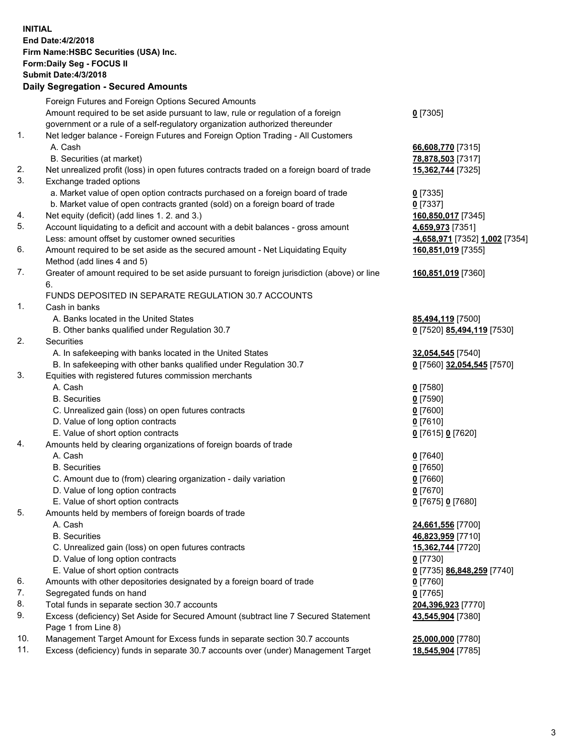**INITIAL**
**End Date:4/2/2018**
**Firm Name:HSBC Securities (USA) Inc.**
**Form:Daily Seg - FOCUS II**
**Submit Date:4/3/2018**
**Daily Segregation - Secured Amounts**

| | | |
|---|---|---|
| | Foreign Futures and Foreign Options Secured Amounts | |
| | Amount required to be set aside pursuant to law, rule or regulation of a foreign government or a rule of a self-regulatory organization authorized thereunder | **0** [7305] |
| 1. | Net ledger balance - Foreign Futures and Foreign Option Trading - All Customers | |
| | A. Cash | **66,608,770** [7315] |
| | B. Securities (at market) | **78,878,503** [7317] |
| 2. | Net unrealized profit (loss) in open futures contracts traded on a foreign board of trade | **15,362,744** [7325] |
| 3. | Exchange traded options | |
| | a. Market value of open option contracts purchased on a foreign board of trade | **0** [7335] |
| | b. Market value of open contracts granted (sold) on a foreign board of trade | **0** [7337] |
| 4. | Net equity (deficit) (add lines 1. 2. and 3.) | **160,850,017** [7345] |
| 5. | Account liquidating to a deficit and account with a debit balances - gross amount | **4,659,973** [7351] |
| | Less: amount offset by customer owned securities | **-4,658,971** [7352] **1,002** [7354] |
| 6. | Amount required to be set aside as the secured amount - Net Liquidating Equity Method (add lines 4 and 5) | **160,851,019** [7355] |
| 7. | Greater of amount required to be set aside pursuant to foreign jurisdiction (above) or line 6. | **160,851,019** [7360] |
| | FUNDS DEPOSITED IN SEPARATE REGULATION 30.7 ACCOUNTS | |
| 1. | Cash in banks | |
| | A. Banks located in the United States | **85,494,119** [7500] |
| | B. Other banks qualified under Regulation 30.7 | **0** [7520] **85,494,119** [7530] |
| 2. | Securities | |
| | A. In safekeeping with banks located in the United States | **32,054,545** [7540] |
| | B. In safekeeping with other banks qualified under Regulation 30.7 | **0** [7560] **32,054,545** [7570] |
| 3. | Equities with registered futures commission merchants | |
| | A. Cash | **0** [7580] |
| | B. Securities | **0** [7590] |
| | C. Unrealized gain (loss) on open futures contracts | **0** [7600] |
| | D. Value of long option contracts | **0** [7610] |
| | E. Value of short option contracts | **0** [7615] **0** [7620] |
| 4. | Amounts held by clearing organizations of foreign boards of trade | |
| | A. Cash | **0** [7640] |
| | B. Securities | **0** [7650] |
| | C. Amount due to (from) clearing organization - daily variation | **0** [7660] |
| | D. Value of long option contracts | **0** [7670] |
| | E. Value of short option contracts | **0** [7675] **0** [7680] |
| 5. | Amounts held by members of foreign boards of trade | |
| | A. Cash | **24,661,556** [7700] |
| | B. Securities | **46,823,959** [7710] |
| | C. Unrealized gain (loss) on open futures contracts | **15,362,744** [7720] |
| | D. Value of long option contracts | **0** [7730] |
| | E. Value of short option contracts | **0** [7735] **86,848,259** [7740] |
| 6. | Amounts with other depositories designated by a foreign board of trade | **0** [7760] |
| 7. | Segregated funds on hand | **0** [7765] |
| 8. | Total funds in separate section 30.7 accounts | **204,396,923** [7770] |
| 9. | Excess (deficiency) Set Aside for Secured Amount (subtract line 7 Secured Statement Page 1 from Line 8) | **43,545,904** [7380] |
| 10. | Management Target Amount for Excess funds in separate section 30.7 accounts | **25,000,000** [7780] |
| 11. | Excess (deficiency) funds in separate 30.7 accounts over (under) Management Target | **18,545,904** [7785] |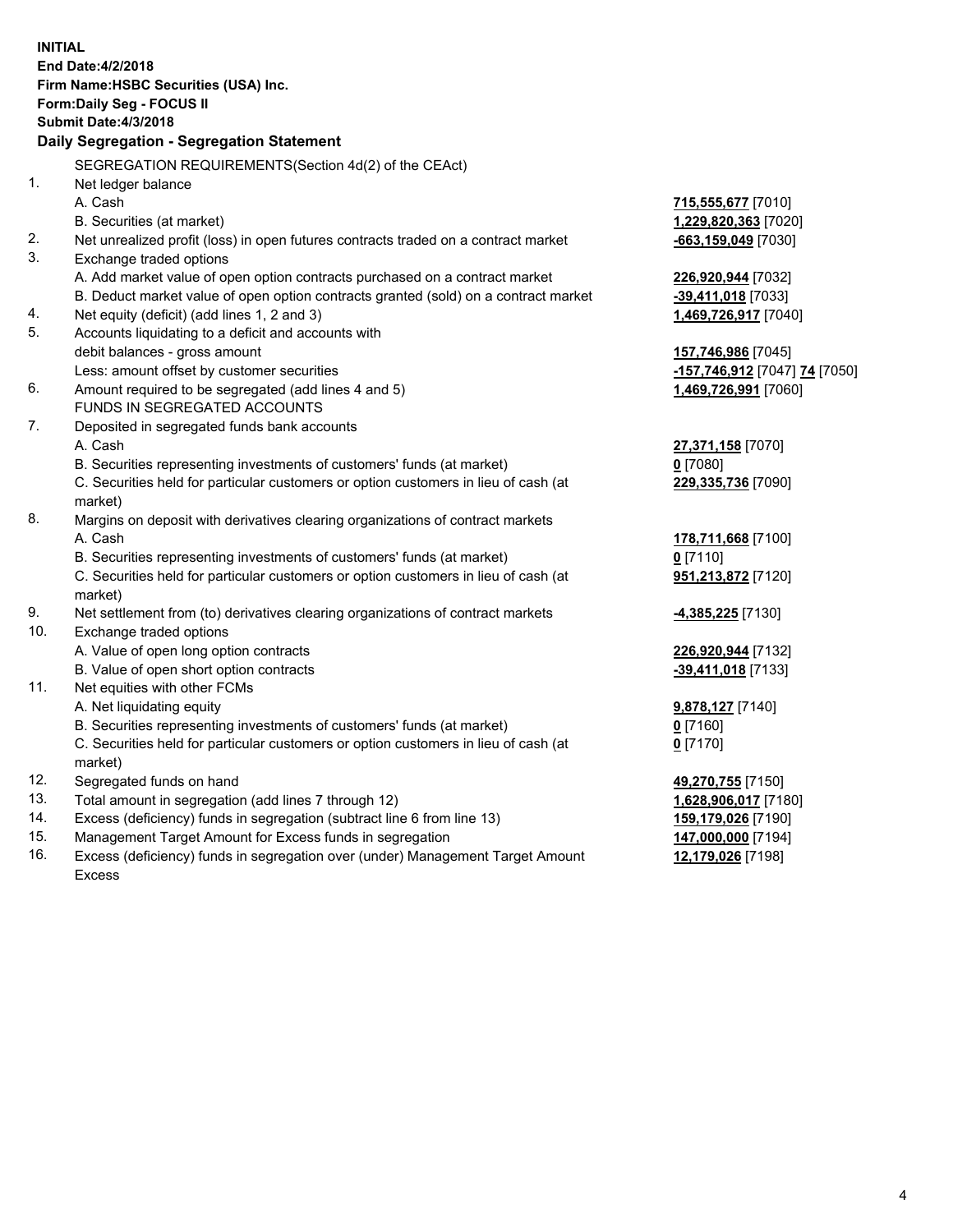**INITIAL**
**End Date:4/2/2018**
**Firm Name:HSBC Securities (USA) Inc.**
**Form:Daily Seg - FOCUS II**
**Submit Date:4/3/2018**

**Daily Segregation - Segregation Statement**

| | | |
|---|---|---|
| | SEGREGATION REQUIREMENTS(Section 4d(2) of the CEAct) | |
| 1. | Net ledger balance | |
| | A. Cash | **715,555,677** [7010] |
| | B. Securities (at market) | **1,229,820,363** [7020] |
| 2. | Net unrealized profit (loss) in open futures contracts traded on a contract market | **-663,159,049** [7030] |
| 3. | Exchange traded options | |
| | A. Add market value of open option contracts purchased on a contract market | **226,920,944** [7032] |
| | B. Deduct market value of open option contracts granted (sold) on a contract market | **-39,411,018** [7033] |
| 4. | Net equity (deficit) (add lines 1, 2 and 3) | **1,469,726,917** [7040] |
| 5. | Accounts liquidating to a deficit and accounts with debit balances - gross amount | **157,746,986** [7045] |
| | Less: amount offset by customer securities | **-157,746,912** [7047] **74** [7050] |
| 6. | Amount required to be segregated (add lines 4 and 5) | **1,469,726,991** [7060] |
| | FUNDS IN SEGREGATED ACCOUNTS | |
| 7. | Deposited in segregated funds bank accounts | |
| | A. Cash | **27,371,158** [7070] |
| | B. Securities representing investments of customers' funds (at market) | **0** [7080] |
| | C. Securities held for particular customers or option customers in lieu of cash (at market) | **229,335,736** [7090] |
| 8. | Margins on deposit with derivatives clearing organizations of contract markets | |
| | A. Cash | **178,711,668** [7100] |
| | B. Securities representing investments of customers' funds (at market) | **0** [7110] |
| | C. Securities held for particular customers or option customers in lieu of cash (at market) | **951,213,872** [7120] |
| 9. | Net settlement from (to) derivatives clearing organizations of contract markets | **-4,385,225** [7130] |
| 10. | Exchange traded options | |
| | A. Value of open long option contracts | **226,920,944** [7132] |
| | B. Value of open short option contracts | **-39,411,018** [7133] |
| 11. | Net equities with other FCMs | |
| | A. Net liquidating equity | **9,878,127** [7140] |
| | B. Securities representing investments of customers' funds (at market) | **0** [7160] |
| | C. Securities held for particular customers or option customers in lieu of cash (at market) | **0** [7170] |
| 12. | Segregated funds on hand | **49,270,755** [7150] |
| 13. | Total amount in segregation (add lines 7 through 12) | **1,628,906,017** [7180] |
| 14. | Excess (deficiency) funds in segregation (subtract line 6 from line 13) | **159,179,026** [7190] |
| 15. | Management Target Amount for Excess funds in segregation | **147,000,000** [7194] |
| 16. | Excess (deficiency) funds in segregation over (under) Management Target Amount Excess | **12,179,026** [7198] |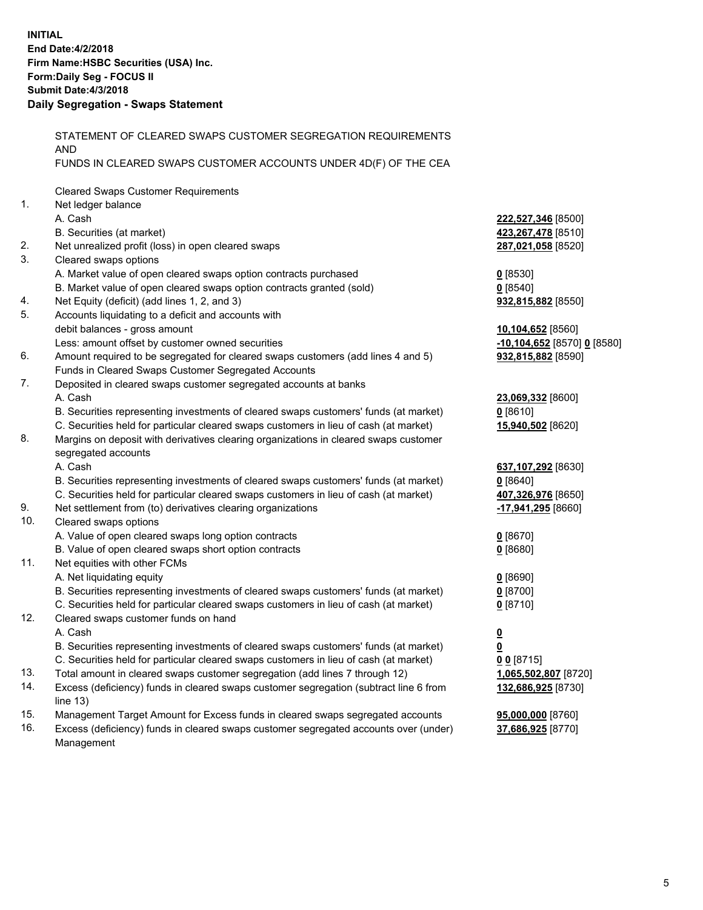**INITIAL**
**End Date:4/2/2018**
**Firm Name:HSBC Securities (USA) Inc.**
**Form:Daily Seg - FOCUS II**
**Submit Date:4/3/2018**
**Daily Segregation - Swaps Statement**

STATEMENT OF CLEARED SWAPS CUSTOMER SEGREGATION REQUIREMENTS AND FUNDS IN CLEARED SWAPS CUSTOMER ACCOUNTS UNDER 4D(F) OF THE CEA

| | | |
|---|---|---|
| | Cleared Swaps Customer Requirements | |
| 1. | Net ledger balance | |
| | A. Cash | **222,527,346** [8500] |
| | B. Securities (at market) | **423,267,478** [8510] |
| 2. | Net unrealized profit (loss) in open cleared swaps | **287,021,058** [8520] |
| 3. | Cleared swaps options | |
| | A. Market value of open cleared swaps option contracts purchased | **0** [8530] |
| | B. Market value of open cleared swaps option contracts granted (sold) | **0** [8540] |
| 4. | Net Equity (deficit) (add lines 1, 2, and 3) | **932,815,882** [8550] |
| 5. | Accounts liquidating to a deficit and accounts with debit balances - gross amount | **10,104,652** [8560] |
| | Less: amount offset by customer owned securities | **-10,104,652** [8570] **0** [8580] |
| 6. | Amount required to be segregated for cleared swaps customers (add lines 4 and 5) | **932,815,882** [8590] |
| | Funds in Cleared Swaps Customer Segregated Accounts | |
| 7. | Deposited in cleared swaps customer segregated accounts at banks | |
| | A. Cash | **23,069,332** [8600] |
| | B. Securities representing investments of cleared swaps customers' funds (at market) | **0** [8610] |
| | C. Securities held for particular cleared swaps customers in lieu of cash (at market) | **15,940,502** [8620] |
| 8. | Margins on deposit with derivatives clearing organizations in cleared swaps customer segregated accounts | |
| | A. Cash | **637,107,292** [8630] |
| | B. Securities representing investments of cleared swaps customers' funds (at market) | **0** [8640] |
| | C. Securities held for particular cleared swaps customers in lieu of cash (at market) | **407,326,976** [8650] |
| 9. | Net settlement from (to) derivatives clearing organizations | **-17,941,295** [8660] |
| 10. | Cleared swaps options | |
| | A. Value of open cleared swaps long option contracts | **0** [8670] |
| | B. Value of open cleared swaps short option contracts | **0** [8680] |
| 11. | Net equities with other FCMs | |
| | A. Net liquidating equity | **0** [8690] |
| | B. Securities representing investments of cleared swaps customers' funds (at market) | **0** [8700] |
| | C. Securities held for particular cleared swaps customers in lieu of cash (at market) | **0** [8710] |
| 12. | Cleared swaps customer funds on hand | |
| | A. Cash | **0** |
| | B. Securities representing investments of cleared swaps customers' funds (at market) | **0** |
| | C. Securities held for particular cleared swaps customers in lieu of cash (at market) | **0** **0** [8715] |
| 13. | Total amount in cleared swaps customer segregation (add lines 7 through 12) | **1,065,502,807** [8720] |
| 14. | Excess (deficiency) funds in cleared swaps customer segregation (subtract line 6 from line 13) | **132,686,925** [8730] |
| 15. | Management Target Amount for Excess funds in cleared swaps segregated accounts | **95,000,000** [8760] |
| 16. | Excess (deficiency) funds in cleared swaps customer segregated accounts over (under) Management | **37,686,925** [8770] |